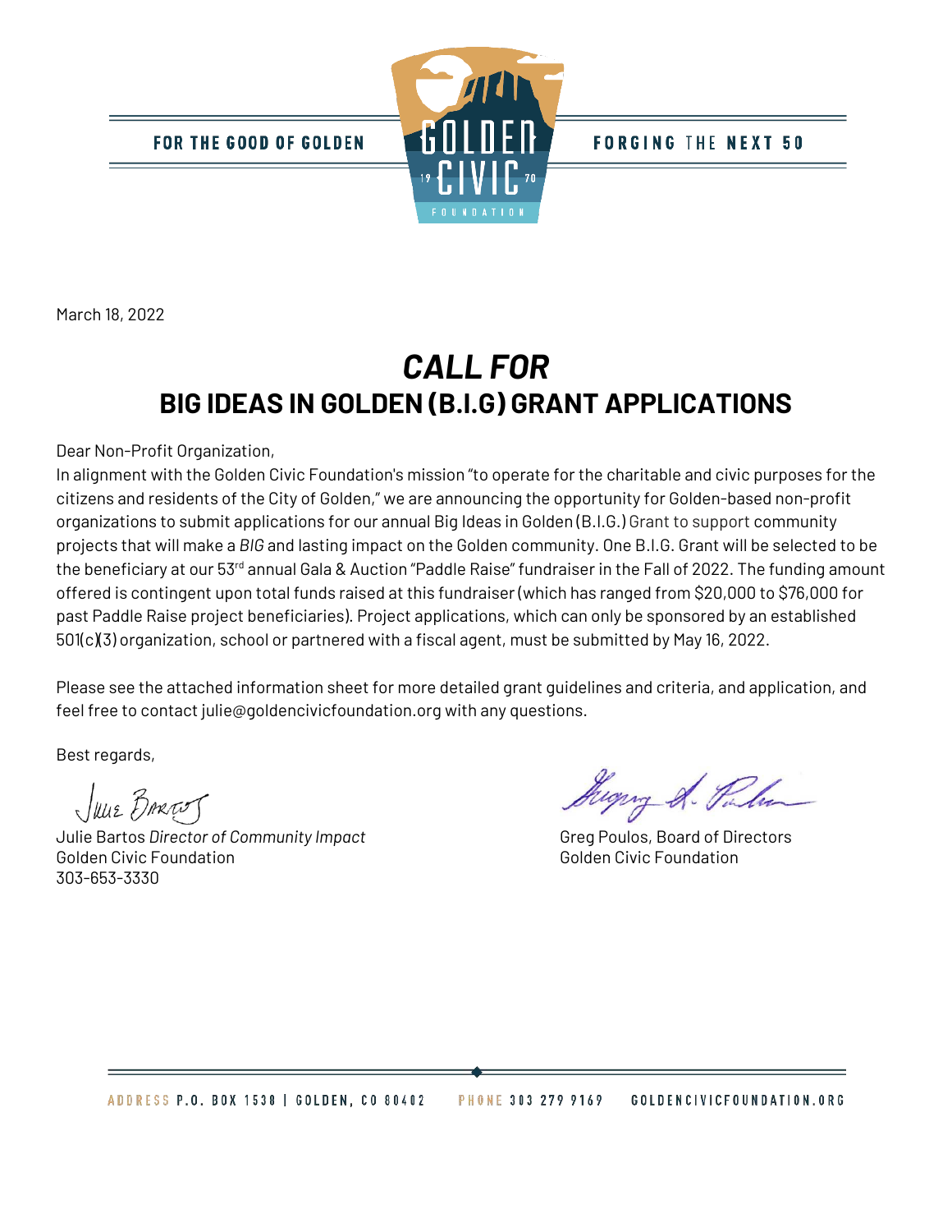FOR THE GOOD OF GOLDEN

GOLDEN CIVIC FOUNDATION 1970

FORGING THE NEXT 50

March 18, 2022

# *CALL FOR*
# BIG IDEAS IN GOLDEN (B.I.G) GRANT APPLICATIONS

Dear Non-Profit Organization,

In alignment with the Golden Civic Foundation's mission "to operate for the charitable and civic purposes for the citizens and residents of the City of Golden," we are announcing the opportunity for Golden-based non-profit organizations to submit applications for our annual Big Ideas in Golden (B.I.G.) Grant to support community projects that will make a *BIG* and lasting impact on the Golden community. One B.I.G. Grant will be selected to be the beneficiary at our 53rd annual Gala & Auction "Paddle Raise" fundraiser in the Fall of 2022. The funding amount offered is contingent upon total funds raised at this fundraiser (which has ranged from $20,000 to $76,000 for past Paddle Raise project beneficiaries). Project applications, which can only be sponsored by an established 501(c)(3) organization, school or partnered with a fiscal agent, must be submitted by May 16, 2022.

Please see the attached information sheet for more detailed grant guidelines and criteria, and application, and feel free to contact julie@goldencivicfoundation.org with any questions.

Best regards,

Julie Bartos *Director of Community Impact*
Golden Civic Foundation
303-653-3330

Greg Poulos, Board of Directors
Golden Civic Foundation

ADDRESS P.O. BOX 1538 | GOLDEN, CO 80402 PHONE 303 279 9169 GOLDENCIVICFOUNDATION.ORG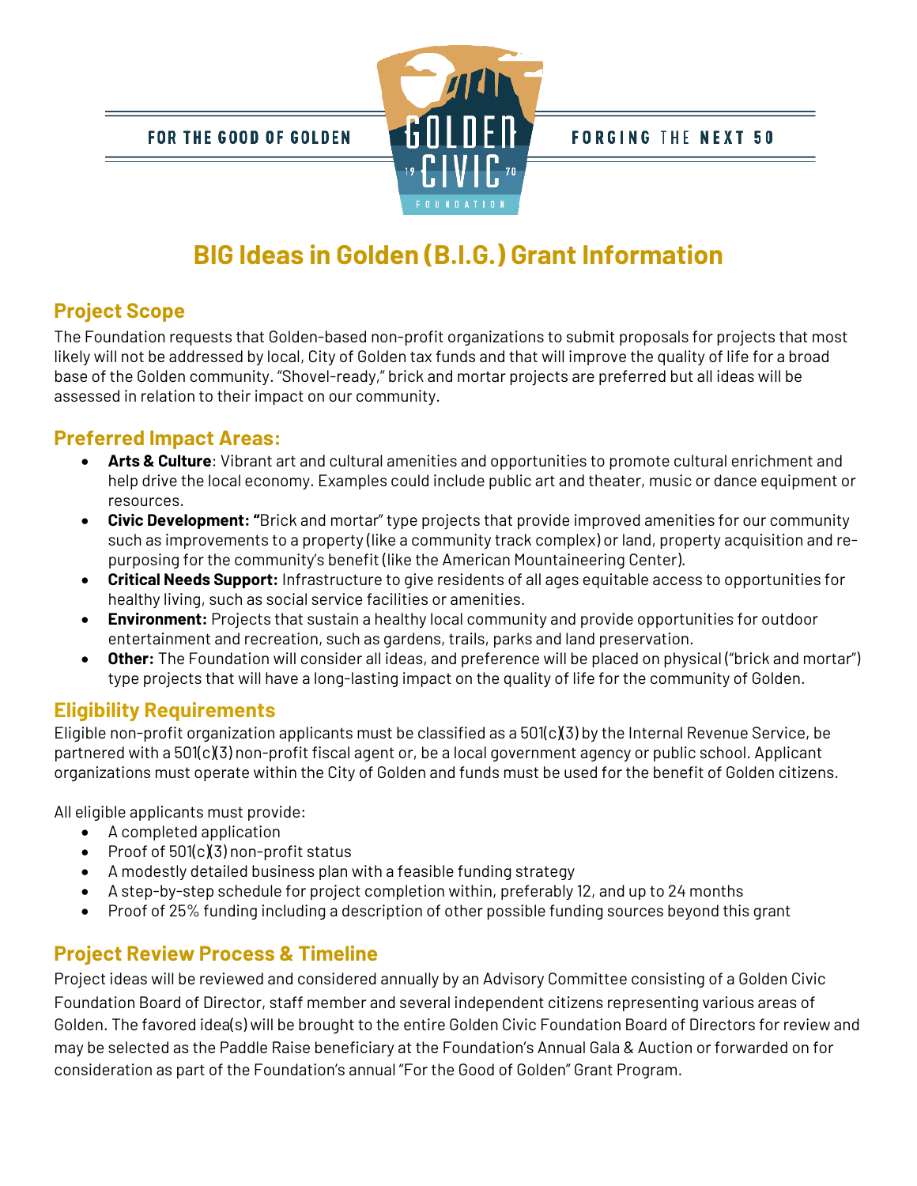FOR THE GOOD OF GOLDEN — FORGING THE NEXT 50

# BIG Ideas in Golden (B.I.G.) Grant Information

## Project Scope

The Foundation requests that Golden-based non-profit organizations to submit proposals for projects that most likely will not be addressed by local, City of Golden tax funds and that will improve the quality of life for a broad base of the Golden community. "Shovel-ready," brick and mortar projects are preferred but all ideas will be assessed in relation to their impact on our community.

## Preferred Impact Areas:

- **Arts & Culture**: Vibrant art and cultural amenities and opportunities to promote cultural enrichment and help drive the local economy. Examples could include public art and theater, music or dance equipment or resources.
- **Civic Development: "**Brick and mortar" type projects that provide improved amenities for our community such as improvements to a property (like a community track complex) or land, property acquisition and re-purposing for the community's benefit (like the American Mountaineering Center).
- **Critical Needs Support:** Infrastructure to give residents of all ages equitable access to opportunities for healthy living, such as social service facilities or amenities.
- **Environment:** Projects that sustain a healthy local community and provide opportunities for outdoor entertainment and recreation, such as gardens, trails, parks and land preservation.
- **Other:** The Foundation will consider all ideas, and preference will be placed on physical ("brick and mortar") type projects that will have a long-lasting impact on the quality of life for the community of Golden.

## Eligibility Requirements

Eligible non-profit organization applicants must be classified as a 501(c)(3) by the Internal Revenue Service, be partnered with a 501(c)(3) non-profit fiscal agent or, be a local government agency or public school. Applicant organizations must operate within the City of Golden and funds must be used for the benefit of Golden citizens.

All eligible applicants must provide:

- A completed application
- Proof of 501(c)(3) non-profit status
- A modestly detailed business plan with a feasible funding strategy
- A step-by-step schedule for project completion within, preferably 12, and up to 24 months
- Proof of 25% funding including a description of other possible funding sources beyond this grant

## Project Review Process & Timeline

Project ideas will be reviewed and considered annually by an Advisory Committee consisting of a Golden Civic Foundation Board of Director, staff member and several independent citizens representing various areas of Golden. The favored idea(s) will be brought to the entire Golden Civic Foundation Board of Directors for review and may be selected as the Paddle Raise beneficiary at the Foundation's Annual Gala & Auction or forwarded on for consideration as part of the Foundation's annual "For the Good of Golden" Grant Program.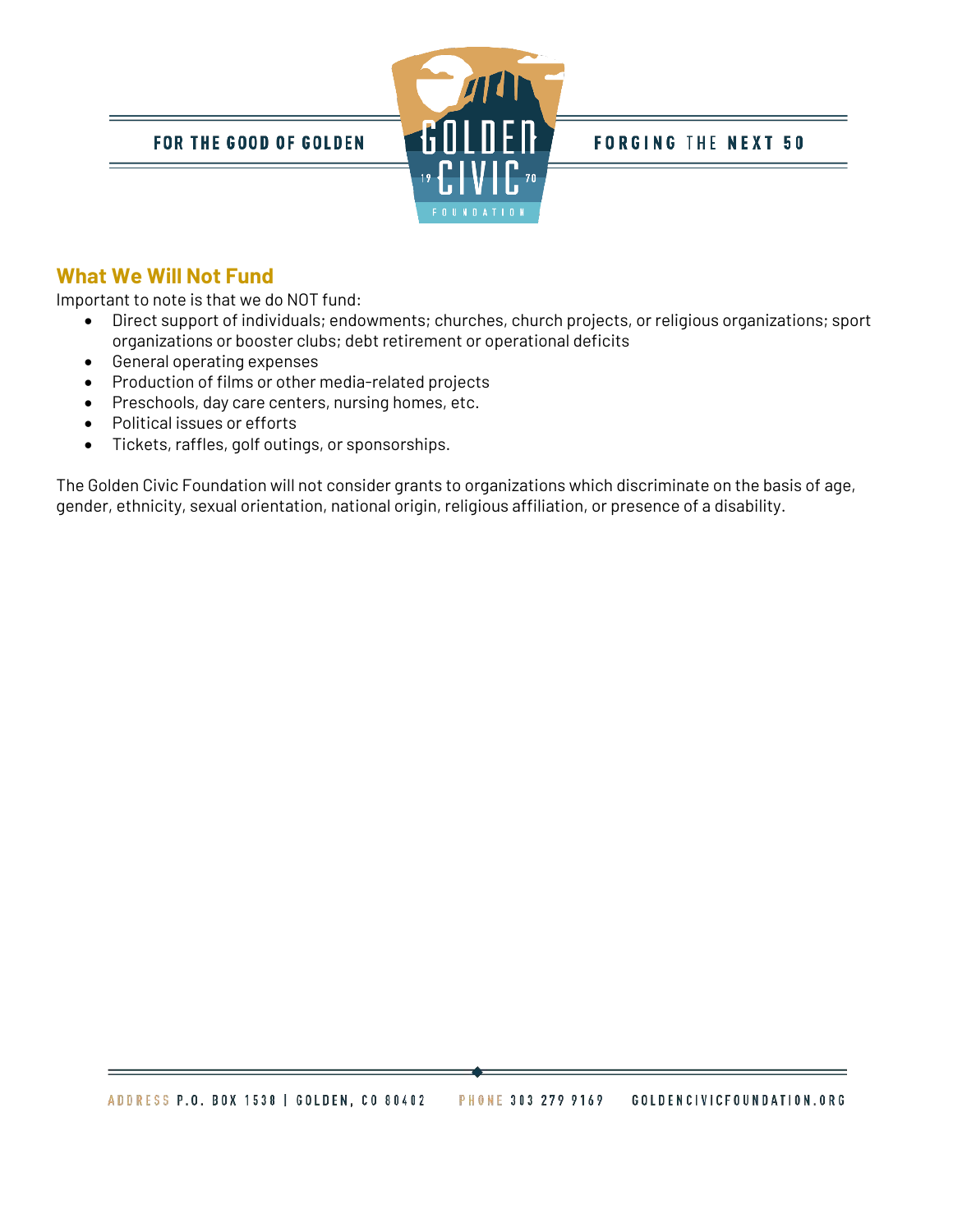## What We Will Not Fund

Important to note is that we do NOT fund:

- Direct support of individuals; endowments; churches, church projects, or religious organizations; sport organizations or booster clubs; debt retirement or operational deficits
- General operating expenses
- Production of films or other media-related projects
- Preschools, day care centers, nursing homes, etc.
- Political issues or efforts
- Tickets, raffles, golf outings, or sponsorships.

The Golden Civic Foundation will not consider grants to organizations which discriminate on the basis of age, gender, ethnicity, sexual orientation, national origin, religious affiliation, or presence of a disability.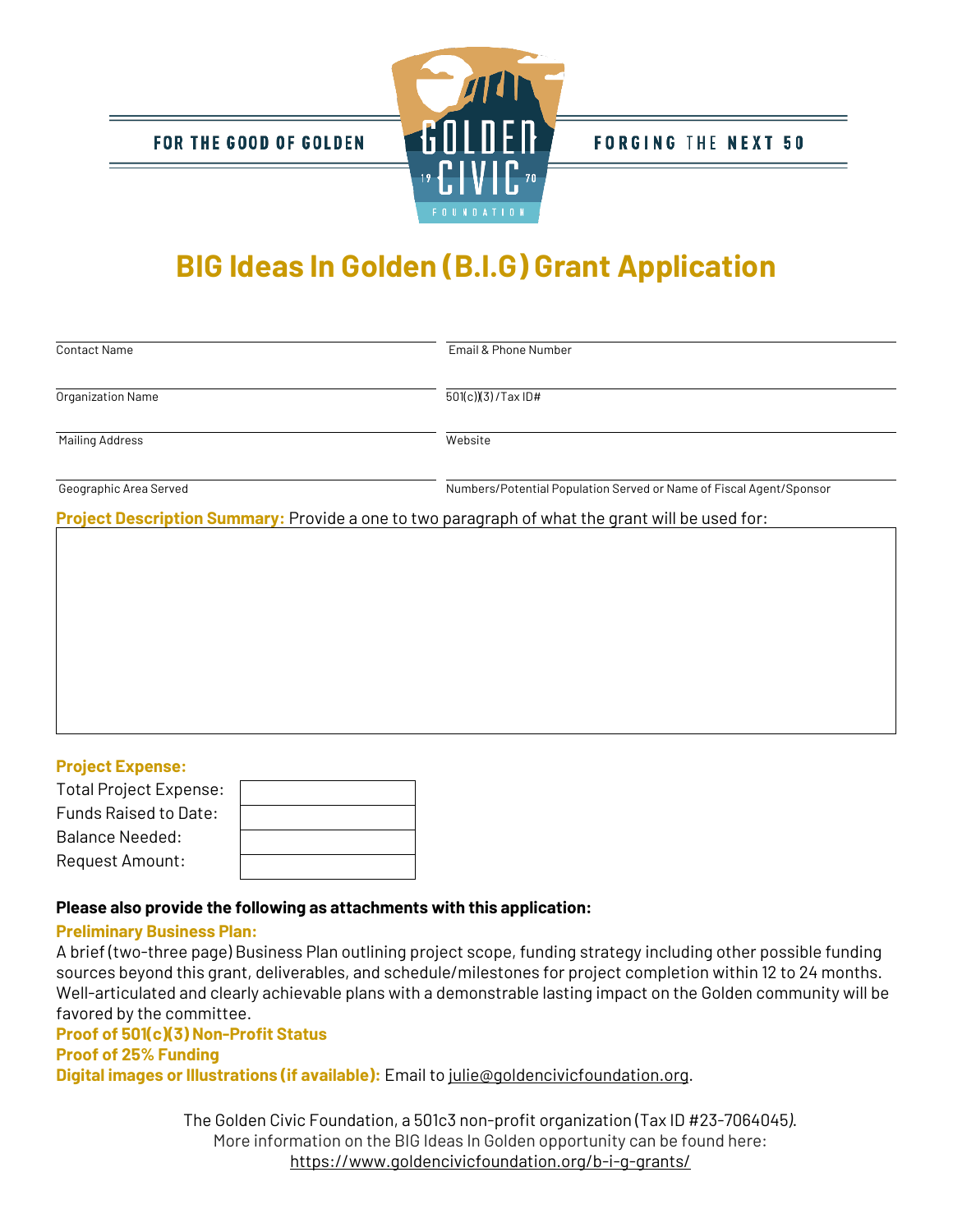FOR THE GOOD OF GOLDEN

GOLDEN CIVIC FOUNDATION 1970

FORGING THE NEXT 50

# BIG Ideas In Golden (B.I.G) Grant Application

| | |
|---|---|
| Contact Name | Email & Phone Number |
| Organization Name | 501(c)(3) / Tax ID# |
| Mailing Address | Website |
| Geographic Area Served | Numbers/Potential Population Served or Name of Fiscal Agent/Sponsor |

**Project Description Summary:** Provide a one to two paragraph of what the grant will be used for:

**Project Expense:**

| | |
|---|---|
| Total Project Expense: | |
| Funds Raised to Date: | |
| Balance Needed: | |
| Request Amount: | |

**Please also provide the following as attachments with this application:**

**Preliminary Business Plan:**
A brief (two-three page) Business Plan outlining project scope, funding strategy including other possible funding sources beyond this grant, deliverables, and schedule/milestones for project completion within 12 to 24 months. Well-articulated and clearly achievable plans with a demonstrable lasting impact on the Golden community will be favored by the committee.

**Proof of 501(c)(3) Non-Profit Status**

**Proof of 25% Funding**

**Digital images or Illustrations (if available):** Email to julie@goldencivicfoundation.org.

The Golden Civic Foundation, a 501c3 non-profit organization (Tax ID #23-7064045).
More information on the BIG Ideas In Golden opportunity can be found here:
https://www.goldencivicfoundation.org/b-i-g-grants/